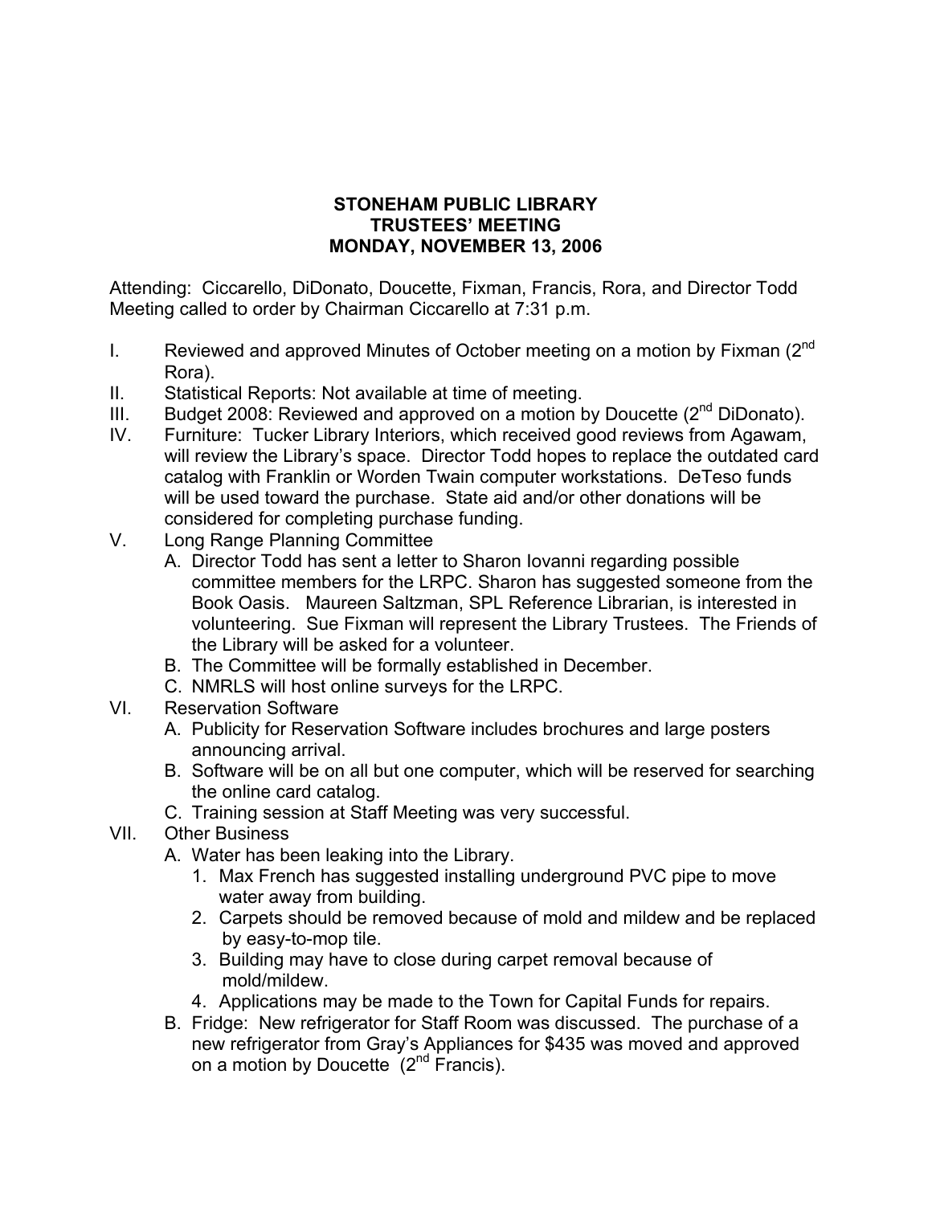# STONEHAM PUBLIC LIBRARY
## TRUSTEES' MEETING
## MONDAY, NOVEMBER 13, 2006

Attending: Ciccarello, DiDonato, Doucette, Fixman, Francis, Rora, and Director Todd
Meeting called to order by Chairman Ciccarello at 7:31 p.m.

I. Reviewed and approved Minutes of October meeting on a motion by Fixman (2nd Rora).

II. Statistical Reports: Not available at time of meeting.

III. Budget 2008: Reviewed and approved on a motion by Doucette (2nd DiDonato).

IV. Furniture: Tucker Library Interiors, which received good reviews from Agawam, will review the Library's space. Director Todd hopes to replace the outdated card catalog with Franklin or Worden Twain computer workstations. DeTeso funds will be used toward the purchase. State aid and/or other donations will be considered for completing purchase funding.

V. Long Range Planning Committee
   - A. Director Todd has sent a letter to Sharon Iovanni regarding possible committee members for the LRPC. Sharon has suggested someone from the Book Oasis. Maureen Saltzman, SPL Reference Librarian, is interested in volunteering. Sue Fixman will represent the Library Trustees. The Friends of the Library will be asked for a volunteer.
   - B. The Committee will be formally established in December.
   - C. NMRLS will host online surveys for the LRPC.

VI. Reservation Software
   - A. Publicity for Reservation Software includes brochures and large posters announcing arrival.
   - B. Software will be on all but one computer, which will be reserved for searching the online card catalog.
   - C. Training session at Staff Meeting was very successful.

VII. Other Business
   - A. Water has been leaking into the Library.
     1. Max French has suggested installing underground PVC pipe to move water away from building.
     2. Carpets should be removed because of mold and mildew and be replaced by easy-to-mop tile.
     3. Building may have to close during carpet removal because of mold/mildew.
     4. Applications may be made to the Town for Capital Funds for repairs.
   - B. Fridge: New refrigerator for Staff Room was discussed. The purchase of a new refrigerator from Gray's Appliances for $435 was moved and approved on a motion by Doucette (2nd Francis).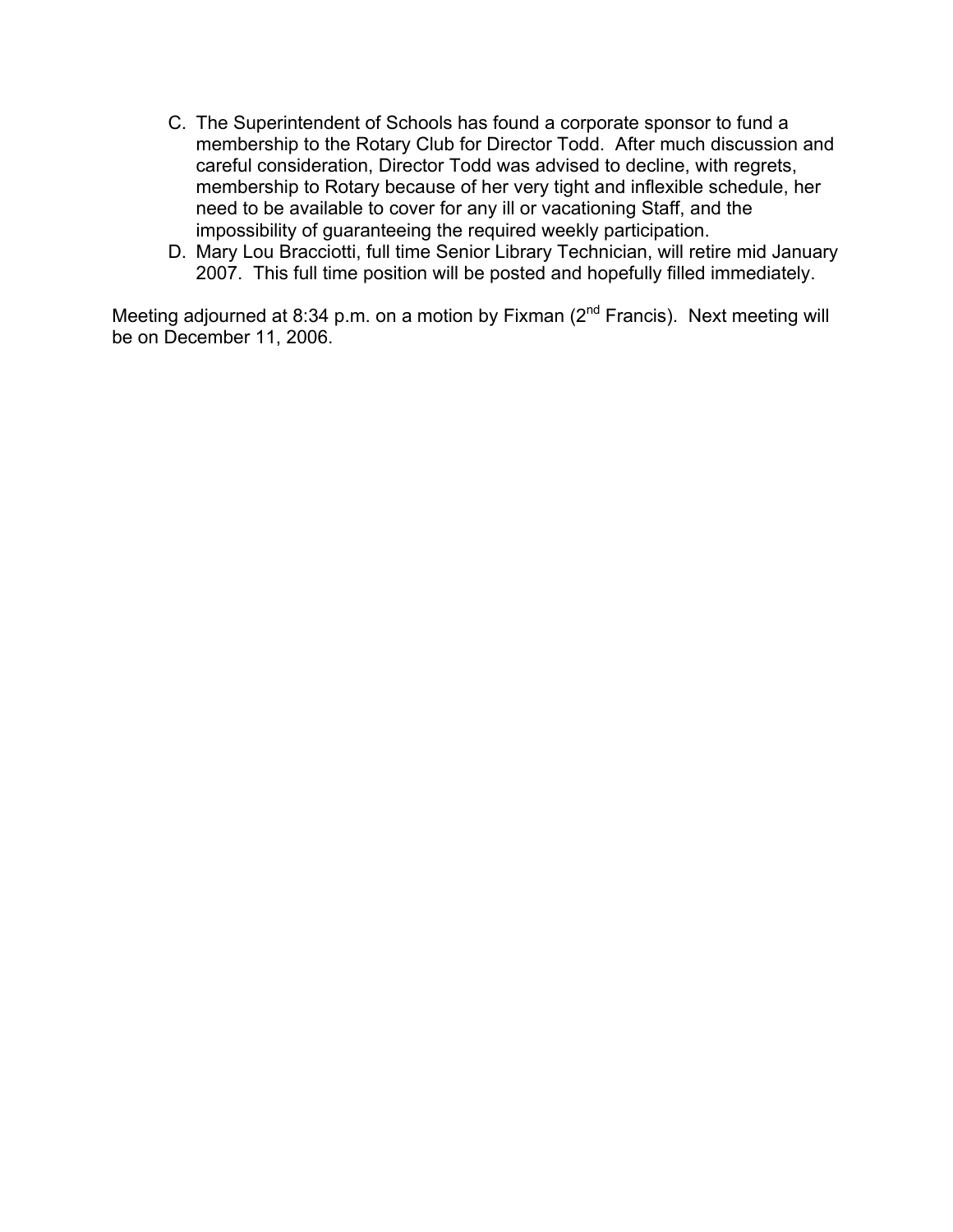C. The Superintendent of Schools has found a corporate sponsor to fund a membership to the Rotary Club for Director Todd. After much discussion and careful consideration, Director Todd was advised to decline, with regrets, membership to Rotary because of her very tight and inflexible schedule, her need to be available to cover for any ill or vacationing Staff, and the impossibility of guaranteeing the required weekly participation.

D. Mary Lou Bracciotti, full time Senior Library Technician, will retire mid January 2007. This full time position will be posted and hopefully filled immediately.

Meeting adjourned at 8:34 p.m. on a motion by Fixman (2nd Francis). Next meeting will be on December 11, 2006.